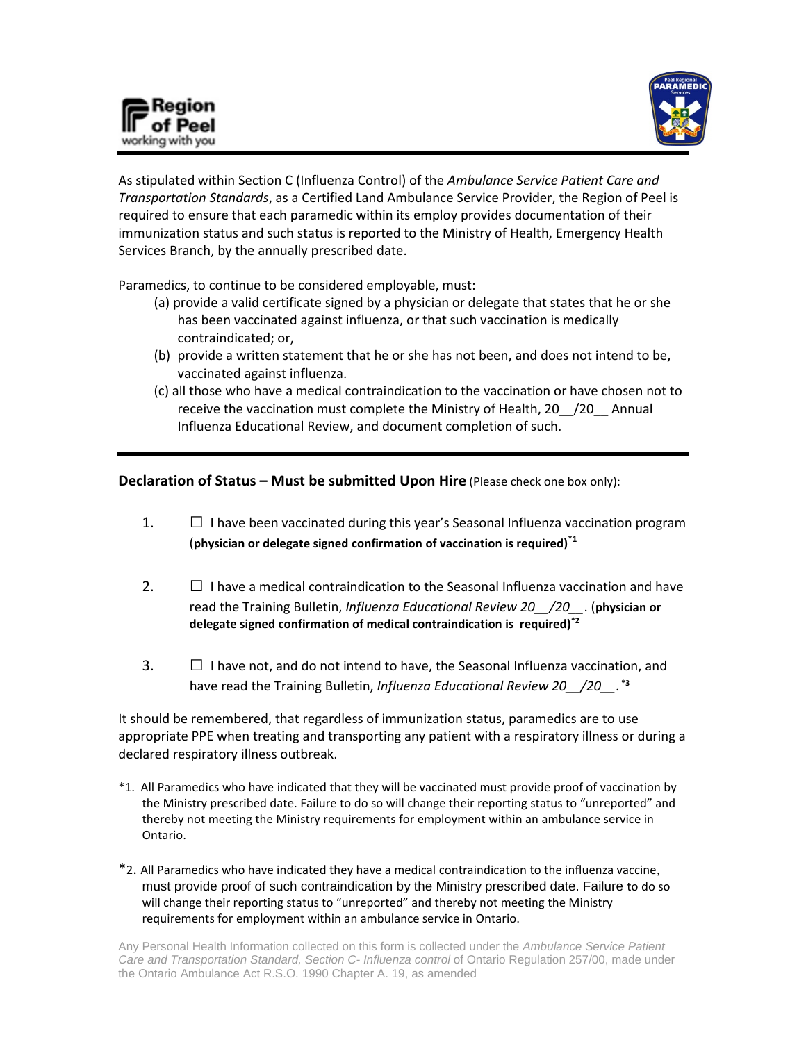Region of Peel
working with you

As stipulated within Section C (Influenza Control) of the *Ambulance Service Patient Care and Transportation Standards*, as a Certified Land Ambulance Service Provider, the Region of Peel is required to ensure that each paramedic within its employ provides documentation of their immunization status and such status is reported to the Ministry of Health, Emergency Health Services Branch, by the annually prescribed date.

Paramedics, to continue to be considered employable, must:

(a) provide a valid certificate signed by a physician or delegate that states that he or she has been vaccinated against influenza, or that such vaccination is medically contraindicated; or,

(b) provide a written statement that he or she has not been, and does not intend to be, vaccinated against influenza.

(c) all those who have a medical contraindication to the vaccination or have chosen not to receive the vaccination must complete the Ministry of Health, 20__/20__ Annual Influenza Educational Review, and document completion of such.

---

**Declaration of Status – Must be submitted Upon Hire** (Please check one box only):

1. ☐ I have been vaccinated during this year's Seasonal Influenza vaccination program (**physician or delegate signed confirmation of vaccination is required)**[*1]

2. ☐ I have a medical contraindication to the Seasonal Influenza vaccination and have read the Training Bulletin, *Influenza Educational Review 20__/20__*. (**physician or delegate signed confirmation of medical contraindication is required)**[*2]

3. ☐ I have not, and do not intend to have, the Seasonal Influenza vaccination, and have read the Training Bulletin, *Influenza Educational Review 20__/20__*.[*3]

It should be remembered, that regardless of immunization status, paramedics are to use appropriate PPE when treating and transporting any patient with a respiratory illness or during a declared respiratory illness outbreak.

*1. All Paramedics who have indicated that they will be vaccinated must provide proof of vaccination by the Ministry prescribed date. Failure to do so will change their reporting status to "unreported" and thereby not meeting the Ministry requirements for employment within an ambulance service in Ontario.

*2. All Paramedics who have indicated they have a medical contraindication to the influenza vaccine, must provide proof of such contraindication by the Ministry prescribed date. Failure to do so will change their reporting status to "unreported" and thereby not meeting the Ministry requirements for employment within an ambulance service in Ontario.

Any Personal Health Information collected on this form is collected under the *Ambulance Service Patient Care and Transportation Standard, Section C- Influenza control* of Ontario Regulation 257/00, made under the Ontario Ambulance Act R.S.O. 1990 Chapter A. 19, as amended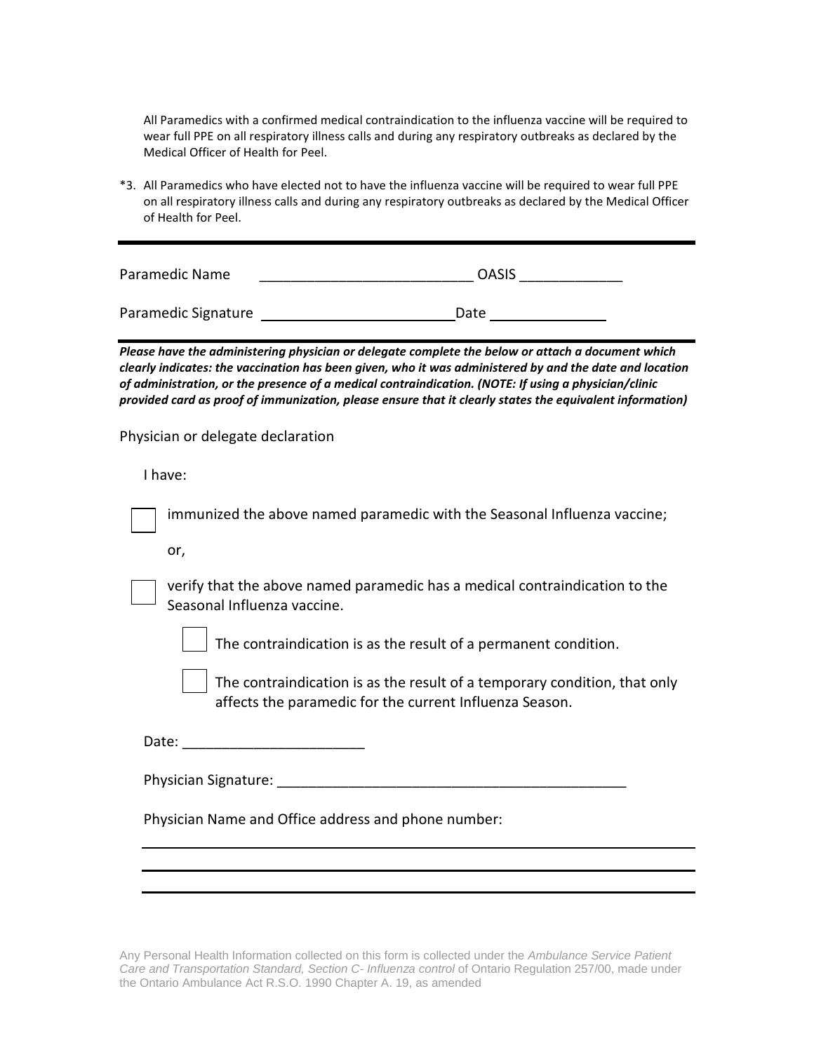All Paramedics with a confirmed medical contraindication to the influenza vaccine will be required to wear full PPE on all respiratory illness calls and during any respiratory outbreaks as declared by the Medical Officer of Health for Peel.

*3. All Paramedics who have elected not to have the influenza vaccine will be required to wear full PPE on all respiratory illness calls and during any respiratory outbreaks as declared by the Medical Officer of Health for Peel.

---

Paramedic Name ___________________________ OASIS _____________

Paramedic Signature ________________________ Date _______________

---

***Please have the administering physician or delegate complete the below or attach a document which clearly indicates: the vaccination has been given, who it was administered by and the date and location of administration, or the presence of a medical contraindication. (NOTE: If using a physician/clinic provided card as proof of immunization, please ensure that it clearly states the equivalent information)***

Physician or delegate declaration

I have:

☐ immunized the above named paramedic with the Seasonal Influenza vaccine;

or,

☐ verify that the above named paramedic has a medical contraindication to the Seasonal Influenza vaccine.

- ☐ The contraindication is as the result of a permanent condition.
- ☐ The contraindication is as the result of a temporary condition, that only affects the paramedic for the current Influenza Season.

Date: _______________________

Physician Signature: ____________________________________________

Physician Name and Office address and phone number:

______________________________________________________________________

______________________________________________________________________

______________________________________________________________________

Any Personal Health Information collected on this form is collected under the *Ambulance Service Patient Care and Transportation Standard, Section C- Influenza control* of Ontario Regulation 257/00, made under the Ontario Ambulance Act R.S.O. 1990 Chapter A. 19, as amended